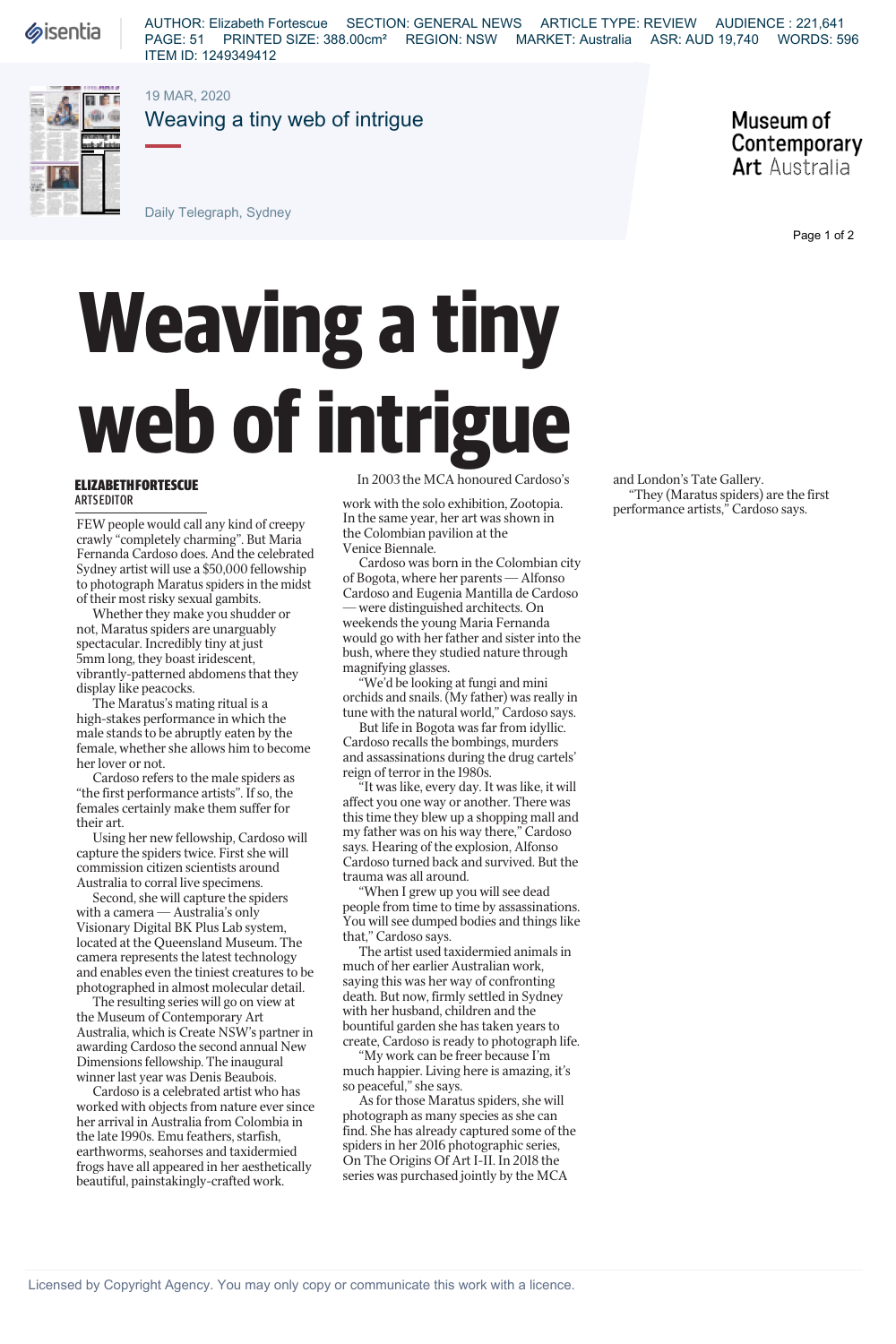# Weaving a tiny web of intrigue

**ELIZABETH FORTESCUE**
ARTS EDITOR

FEW people would call any kind of creepy crawly "completely charming". But Maria Fernanda Cardoso does. And the celebrated Sydney artist will use a $50,000 fellowship to photograph Maratus spiders in the midst of their most risky sexual gambits.

Whether they make you shudder or not, Maratus spiders are unarguably spectacular. Incredibly tiny at just 5mm long, they boast iridescent, vibrantly-patterned abdomens that they display like peacocks.

The Maratus's mating ritual is a high-stakes performance in which the male stands to be abruptly eaten by the female, whether she allows him to become her lover or not.

Cardoso refers to the male spiders as "the first performance artists". If so, the females certainly make them suffer for their art.

Using her new fellowship, Cardoso will capture the spiders twice. First she will commission citizen scientists around Australia to corral live specimens.

Second, she will capture the spiders with a camera — Australia's only Visionary Digital BK Plus Lab system, located at the Queensland Museum. The camera represents the latest technology and enables even the tiniest creatures to be photographed in almost molecular detail.

The resulting series will go on view at the Museum of Contemporary Art Australia, which is Create NSW's partner in awarding Cardoso the second annual New Dimensions fellowship. The inaugural winner last year was Denis Beaubois.

Cardoso is a celebrated artist who has worked with objects from nature ever since her arrival in Australia from Colombia in the late 1990s. Emu feathers, starfish, earthworms, seahorses and taxidermied frogs have all appeared in her aesthetically beautiful, painstakingly-crafted work.

In 2003 the MCA honoured Cardoso's work with the solo exhibition, Zootopia. In the same year, her art was shown in the Colombian pavilion at the Venice Biennale.

Cardoso was born in the Colombian city of Bogota, where her parents — Alfonso Cardoso and Eugenia Mantilla de Cardoso — were distinguished architects. On weekends the young Maria Fernanda would go with her father and sister into the bush, where they studied nature through magnifying glasses.

"We'd be looking at fungi and mini orchids and snails. (My father) was really in tune with the natural world," Cardoso says.

But life in Bogota was far from idyllic. Cardoso recalls the bombings, murders and assassinations during the drug cartels' reign of terror in the 1980s.

"It was like, every day. It was like, it will affect you one way or another. There was this time they blew up a shopping mall and my father was on his way there," Cardoso says. Hearing of the explosion, Alfonso Cardoso turned back and survived. But the trauma was all around.

"When I grew up you will see dead people from time to time by assassinations. You will see dumped bodies and things like that," Cardoso says.

The artist used taxidermied animals in much of her earlier Australian work, saying this was her way of confronting death. But now, firmly settled in Sydney with her husband, children and the bountiful garden she has taken years to create, Cardoso is ready to photograph life.

"My work can be freer because I'm much happier. Living here is amazing, it's so peaceful," she says.

As for those Maratus spiders, she will photograph as many species as she can find. She has already captured some of the spiders in her 2016 photographic series, On The Origins Of Art I-II. In 2018 the series was purchased jointly by the MCA and London's Tate Gallery.

"They (Maratus spiders) are the first performance artists," Cardoso says.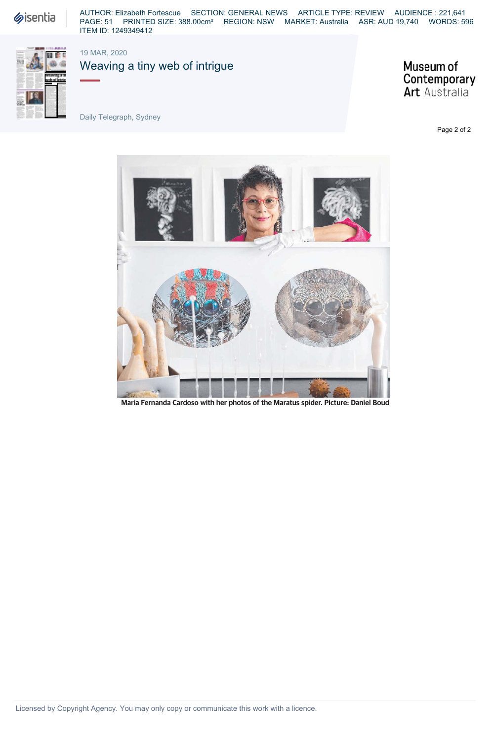AUTHOR: Elizabeth Fortescue SECTION: GENERAL NEWS ARTICLE TYPE: REVIEW AUDIENCE : 221,641 PAGE: 51 PRINTED SIZE: 388.00cm² REGION: NSW MARKET: Australia ASR: AUD 19,740 WORDS: 596 ITEM ID: 1249349412

19 MAR, 2020

# Weaving a tiny web of intrigue

Daily Telegraph, Sydney

Museum of Contemporary Art Australia

**Maria Fernanda Cardoso with her photos of the Maratus spider. Picture: Daniel Boud**

Licensed by Copyright Agency. You may only copy or communicate this work with a licence.